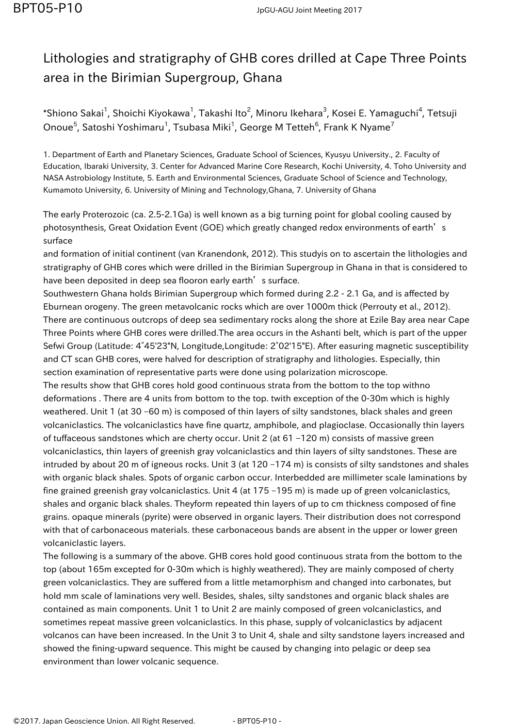# Lithologies and stratigraphy of GHB cores drilled at Cape Three Points area in the Birimian Supergroup, Ghana

*Shiono Sakai[1], Shoichi Kiyokawa[1], Takashi Ito[2], Minoru Ikehara[3], Kosei E. Yamaguchi[4], Tetsuji Onoue[5], Satoshi Yoshimaru[1], Tsubasa Miki[1], George M Tetteh[6], Frank K Nyame[7]

1. Department of Earth and Planetary Sciences, Graduate School of Sciences, Kyusyu University., 2. Faculty of Education, Ibaraki University, 3. Center for Advanced Marine Core Research, Kochi University, 4. Toho University and NASA Astrobiology Institute, 5. Earth and Environmental Sciences, Graduate School of Science and Technology, Kumamoto University, 6. University of Mining and Technology,Ghana, 7. University of Ghana

The early Proterozoic (ca. 2.5-2.1Ga) is well known as a big turning point for global cooling caused by photosynthesis, Great Oxidation Event (GOE) which greatly changed redox environments of earth's surface
and formation of initial continent (van Kranendonk, 2012). This studyis on to ascertain the lithologies and stratigraphy of GHB cores which were drilled in the Birimian Supergroup in Ghana in that is considered to have been deposited in deep sea flooron early earth's surface.
Southwestern Ghana holds Birimian Supergroup which formed during 2.2 - 2.1 Ga, and is affected by Eburnean orogeny. The green metavolcanic rocks which are over 1000m thick (Perrouty et al., 2012). There are continuous outcrops of deep sea sedimentary rocks along the shore at Ezile Bay area near Cape Three Points where GHB cores were drilled.The area occurs in the Ashanti belt, which is part of the upper Sefwi Group (Latitude: 4°45'23"N, Longitude,Longitude: 2°02'15"E). After easuring magnetic susceptibility and CT scan GHB cores, were halved for description of stratigraphy and lithologies. Especially, thin section examination of representative parts were done using polarization microscope.
The results show that GHB cores hold good continuous strata from the bottom to the top withno deformations . There are 4 units from bottom to the top. twith exception of the 0-30m which is highly weathered. Unit 1 (at 30 –60 m) is composed of thin layers of silty sandstones, black shales and green volcaniclastics. The volcaniclastics have fine quartz, amphibole, and plagioclase. Occasionally thin layers of tuffaceous sandstones which are cherty occur. Unit 2 (at 61 –120 m) consists of massive green volcaniclastics, thin layers of greenish gray volcaniclastics and thin layers of silty sandstones. These are intruded by about 20 m of igneous rocks. Unit 3 (at 120 –174 m) is consists of silty sandstones and shales with organic black shales. Spots of organic carbon occur. Interbedded are millimeter scale laminations by fine grained greenish gray volcaniclastics. Unit 4 (at 175 –195 m) is made up of green volcaniclastics, shales and organic black shales. Theyform repeated thin layers of up to cm thickness composed of fine grains. opaque minerals (pyrite) were observed in organic layers. Their distribution does not correspond with that of carbonaceous materials. these carbonaceous bands are absent in the upper or lower green volcaniclastic layers.
The following is a summary of the above. GHB cores hold good continuous strata from the bottom to the top (about 165m excepted for 0-30m which is highly weathered). They are mainly composed of cherty green volcaniclastics. They are suffered from a little metamorphism and changed into carbonates, but hold mm scale of laminations very well. Besides, shales, silty sandstones and organic black shales are contained as main components. Unit 1 to Unit 2 are mainly composed of green volcaniclastics, and sometimes repeat massive green volcaniclastics. In this phase, supply of volcaniclastics by adjacent volcanos can have been increased. In the Unit 3 to Unit 4, shale and silty sandstone layers increased and showed the fining-upward sequence. This might be caused by changing into pelagic or deep sea environment than lower volcanic sequence.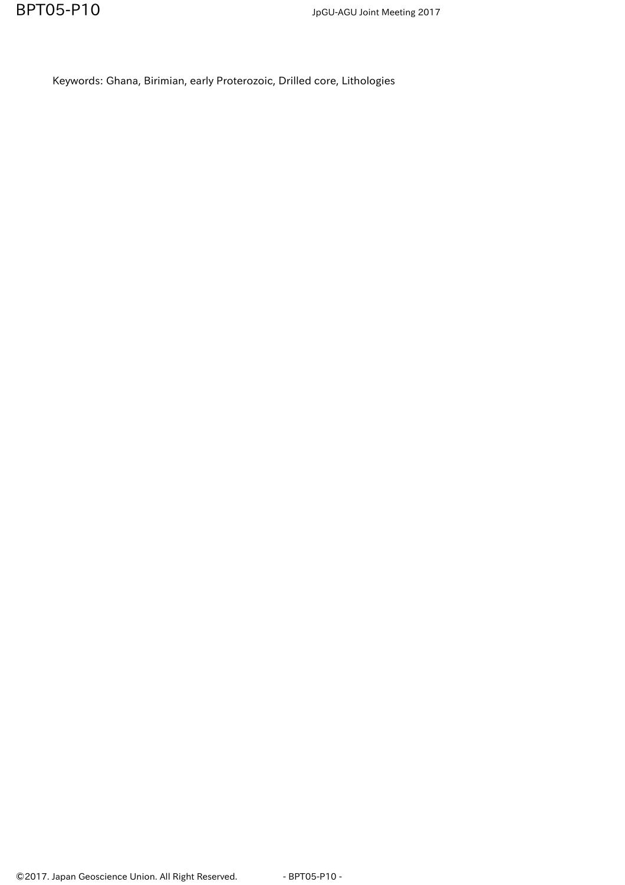Keywords: Ghana, Birimian, early Proterozoic, Drilled core, Lithologies